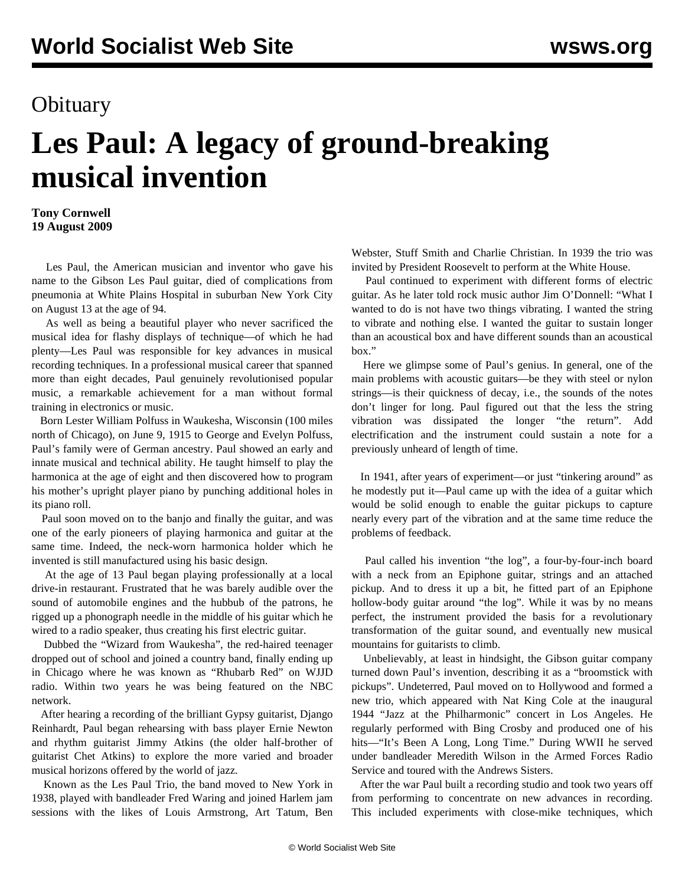Obituary

# Les Paul: A legacy of ground-breaking musical invention

**Tony Cornwell**
**19 August 2009**

Les Paul, the American musician and inventor who gave his name to the Gibson Les Paul guitar, died of complications from pneumonia at White Plains Hospital in suburban New York City on August 13 at the age of 94.

As well as being a beautiful player who never sacrificed the musical idea for flashy displays of technique—of which he had plenty—Les Paul was responsible for key advances in musical recording techniques. In a professional musical career that spanned more than eight decades, Paul genuinely revolutionised popular music, a remarkable achievement for a man without formal training in electronics or music.

Born Lester William Polfuss in Waukesha, Wisconsin (100 miles north of Chicago), on June 9, 1915 to George and Evelyn Polfuss, Paul's family were of German ancestry. Paul showed an early and innate musical and technical ability. He taught himself to play the harmonica at the age of eight and then discovered how to program his mother's upright player piano by punching additional holes in its piano roll.

Paul soon moved on to the banjo and finally the guitar, and was one of the early pioneers of playing harmonica and guitar at the same time. Indeed, the neck-worn harmonica holder which he invented is still manufactured using his basic design.

At the age of 13 Paul began playing professionally at a local drive-in restaurant. Frustrated that he was barely audible over the sound of automobile engines and the hubbub of the patrons, he rigged up a phonograph needle in the middle of his guitar which he wired to a radio speaker, thus creating his first electric guitar.

Dubbed the "Wizard from Waukesha", the red-haired teenager dropped out of school and joined a country band, finally ending up in Chicago where he was known as "Rhubarb Red" on WJJD radio. Within two years he was being featured on the NBC network.

After hearing a recording of the brilliant Gypsy guitarist, Django Reinhardt, Paul began rehearsing with bass player Ernie Newton and rhythm guitarist Jimmy Atkins (the older half-brother of guitarist Chet Atkins) to explore the more varied and broader musical horizons offered by the world of jazz.

Known as the Les Paul Trio, the band moved to New York in 1938, played with bandleader Fred Waring and joined Harlem jam sessions with the likes of Louis Armstrong, Art Tatum, Ben Webster, Stuff Smith and Charlie Christian. In 1939 the trio was invited by President Roosevelt to perform at the White House.

Paul continued to experiment with different forms of electric guitar. As he later told rock music author Jim O'Donnell: "What I wanted to do is not have two things vibrating. I wanted the string to vibrate and nothing else. I wanted the guitar to sustain longer than an acoustical box and have different sounds than an acoustical box."

Here we glimpse some of Paul's genius. In general, one of the main problems with acoustic guitars—be they with steel or nylon strings—is their quickness of decay, i.e., the sounds of the notes don't linger for long. Paul figured out that the less the string vibration was dissipated the longer "the return". Add electrification and the instrument could sustain a note for a previously unheard of length of time.

In 1941, after years of experiment—or just "tinkering around" as he modestly put it—Paul came up with the idea of a guitar which would be solid enough to enable the guitar pickups to capture nearly every part of the vibration and at the same time reduce the problems of feedback.

Paul called his invention "the log", a four-by-four-inch board with a neck from an Epiphone guitar, strings and an attached pickup. And to dress it up a bit, he fitted part of an Epiphone hollow-body guitar around "the log". While it was by no means perfect, the instrument provided the basis for a revolutionary transformation of the guitar sound, and eventually new musical mountains for guitarists to climb.

Unbelievably, at least in hindsight, the Gibson guitar company turned down Paul's invention, describing it as a "broomstick with pickups". Undeterred, Paul moved on to Hollywood and formed a new trio, which appeared with Nat King Cole at the inaugural 1944 "Jazz at the Philharmonic" concert in Los Angeles. He regularly performed with Bing Crosby and produced one of his hits—"It's Been A Long, Long Time." During WWII he served under bandleader Meredith Wilson in the Armed Forces Radio Service and toured with the Andrews Sisters.

After the war Paul built a recording studio and took two years off from performing to concentrate on new advances in recording. This included experiments with close-mike techniques, which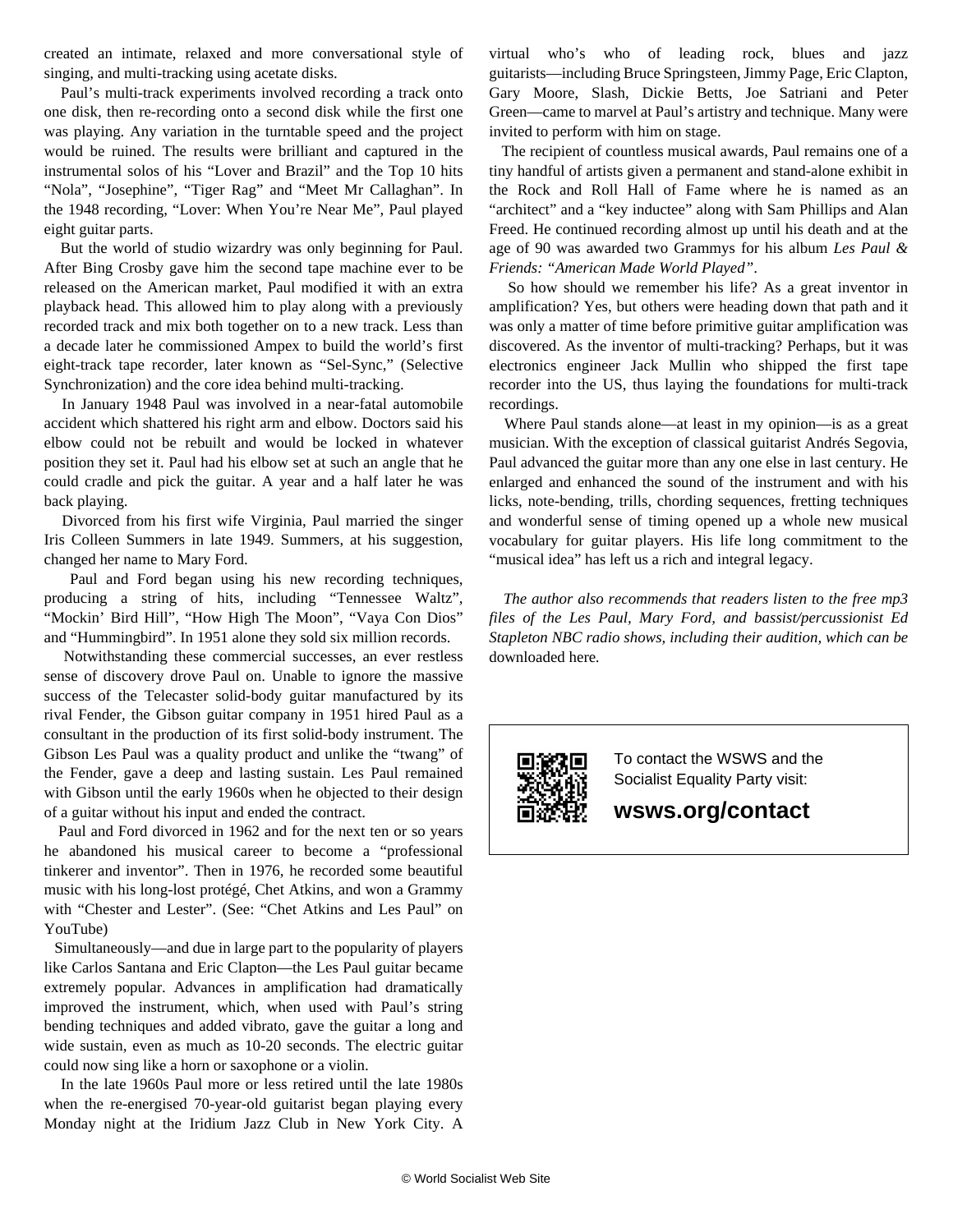created an intimate, relaxed and more conversational style of singing, and multi-tracking using acetate disks.

Paul's multi-track experiments involved recording a track onto one disk, then re-recording onto a second disk while the first one was playing. Any variation in the turntable speed and the project would be ruined. The results were brilliant and captured in the instrumental solos of his "Lover and Brazil" and the Top 10 hits "Nola", "Josephine", "Tiger Rag" and "Meet Mr Callaghan". In the 1948 recording, "Lover: When You're Near Me", Paul played eight guitar parts.

But the world of studio wizardry was only beginning for Paul. After Bing Crosby gave him the second tape machine ever to be released on the American market, Paul modified it with an extra playback head. This allowed him to play along with a previously recorded track and mix both together on to a new track. Less than a decade later he commissioned Ampex to build the world's first eight-track tape recorder, later known as "Sel-Sync," (Selective Synchronization) and the core idea behind multi-tracking.

In January 1948 Paul was involved in a near-fatal automobile accident which shattered his right arm and elbow. Doctors said his elbow could not be rebuilt and would be locked in whatever position they set it. Paul had his elbow set at such an angle that he could cradle and pick the guitar. A year and a half later he was back playing.

Divorced from his first wife Virginia, Paul married the singer Iris Colleen Summers in late 1949. Summers, at his suggestion, changed her name to Mary Ford.

Paul and Ford began using his new recording techniques, producing a string of hits, including "Tennessee Waltz", "Mockin' Bird Hill", "How High The Moon", "Vaya Con Dios" and "Hummingbird". In 1951 alone they sold six million records.

Notwithstanding these commercial successes, an ever restless sense of discovery drove Paul on. Unable to ignore the massive success of the Telecaster solid-body guitar manufactured by its rival Fender, the Gibson guitar company in 1951 hired Paul as a consultant in the production of its first solid-body instrument. The Gibson Les Paul was a quality product and unlike the "twang" of the Fender, gave a deep and lasting sustain. Les Paul remained with Gibson until the early 1960s when he objected to their design of a guitar without his input and ended the contract.

Paul and Ford divorced in 1962 and for the next ten or so years he abandoned his musical career to become a "professional tinkerer and inventor". Then in 1976, he recorded some beautiful music with his long-lost protégé, Chet Atkins, and won a Grammy with "Chester and Lester". (See: "Chet Atkins and Les Paul" on YouTube)

Simultaneously—and due in large part to the popularity of players like Carlos Santana and Eric Clapton—the Les Paul guitar became extremely popular. Advances in amplification had dramatically improved the instrument, which, when used with Paul's string bending techniques and added vibrato, gave the guitar a long and wide sustain, even as much as 10-20 seconds. The electric guitar could now sing like a horn or saxophone or a violin.

In the late 1960s Paul more or less retired until the late 1980s when the re-energised 70-year-old guitarist began playing every Monday night at the Iridium Jazz Club in New York City. A virtual who's who of leading rock, blues and jazz guitarists—including Bruce Springsteen, Jimmy Page, Eric Clapton, Gary Moore, Slash, Dickie Betts, Joe Satriani and Peter Green—came to marvel at Paul's artistry and technique. Many were invited to perform with him on stage.

The recipient of countless musical awards, Paul remains one of a tiny handful of artists given a permanent and stand-alone exhibit in the Rock and Roll Hall of Fame where he is named as an "architect" and a "key inductee" along with Sam Phillips and Alan Freed. He continued recording almost up until his death and at the age of 90 was awarded two Grammys for his album *Les Paul & Friends: "American Made World Played"*.

So how should we remember his life? As a great inventor in amplification? Yes, but others were heading down that path and it was only a matter of time before primitive guitar amplification was discovered. As the inventor of multi-tracking? Perhaps, but it was electronics engineer Jack Mullin who shipped the first tape recorder into the US, thus laying the foundations for multi-track recordings.

Where Paul stands alone—at least in my opinion—is as a great musician. With the exception of classical guitarist Andrés Segovia, Paul advanced the guitar more than any one else in last century. He enlarged and enhanced the sound of the instrument and with his licks, note-bending, trills, chording sequences, fretting techniques and wonderful sense of timing opened up a whole new musical vocabulary for guitar players. His life long commitment to the "musical idea" has left us a rich and integral legacy.

*The author also recommends that readers listen to the free mp3 files of the Les Paul, Mary Ford, and bassist/percussionist Ed Stapleton NBC radio shows, including their audition, which can be* downloaded here.

To contact the WSWS and the Socialist Equality Party visit:

**wsws.org/contact**